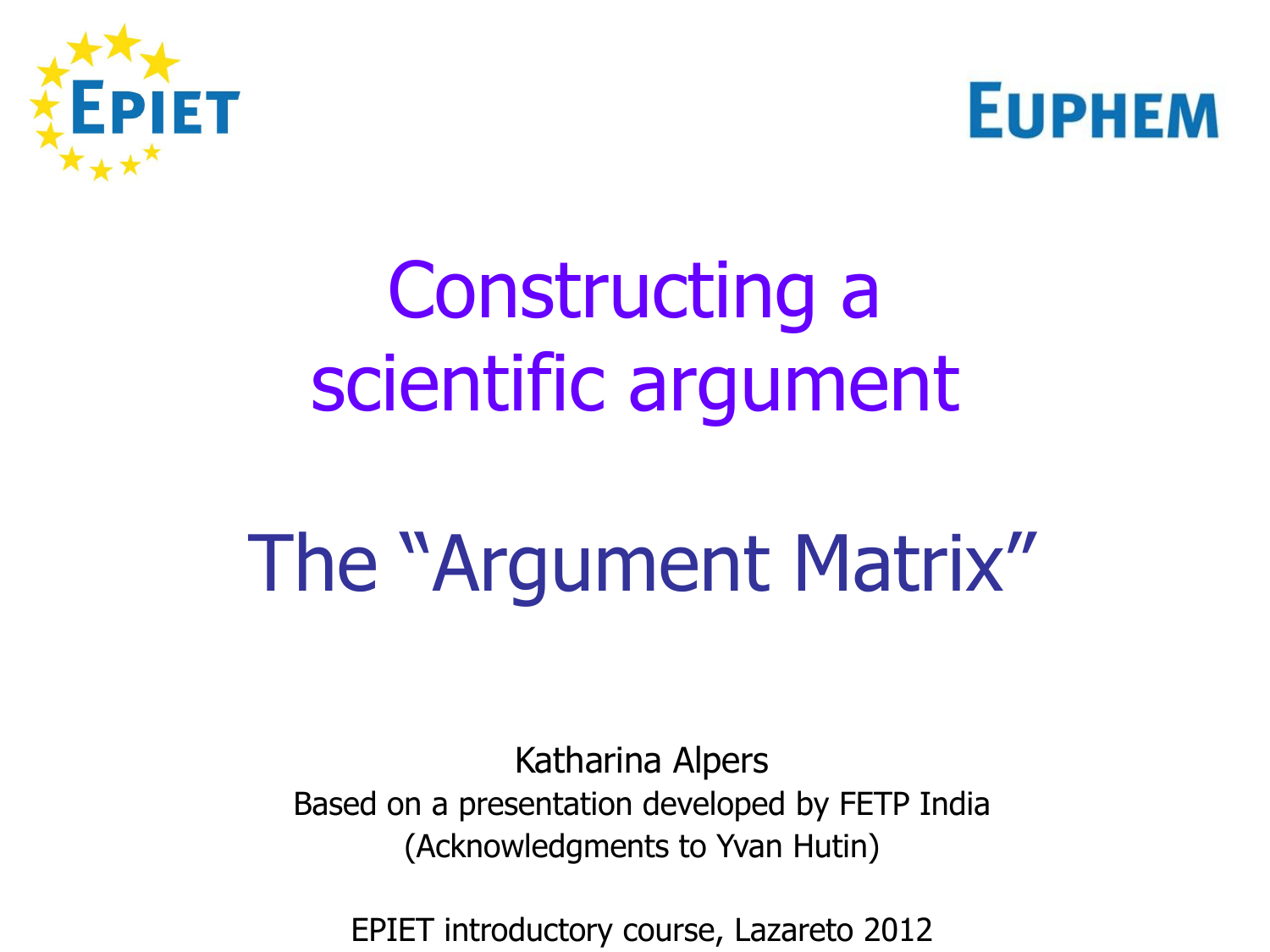EPIET

EUPHEM

# Constructing a scientific argument

## The "Argument Matrix"

Katharina Alpers

Based on a presentation developed by FETP India

(Acknowledgments to Yvan Hutin)

EPIET introductory course, Lazareto 2012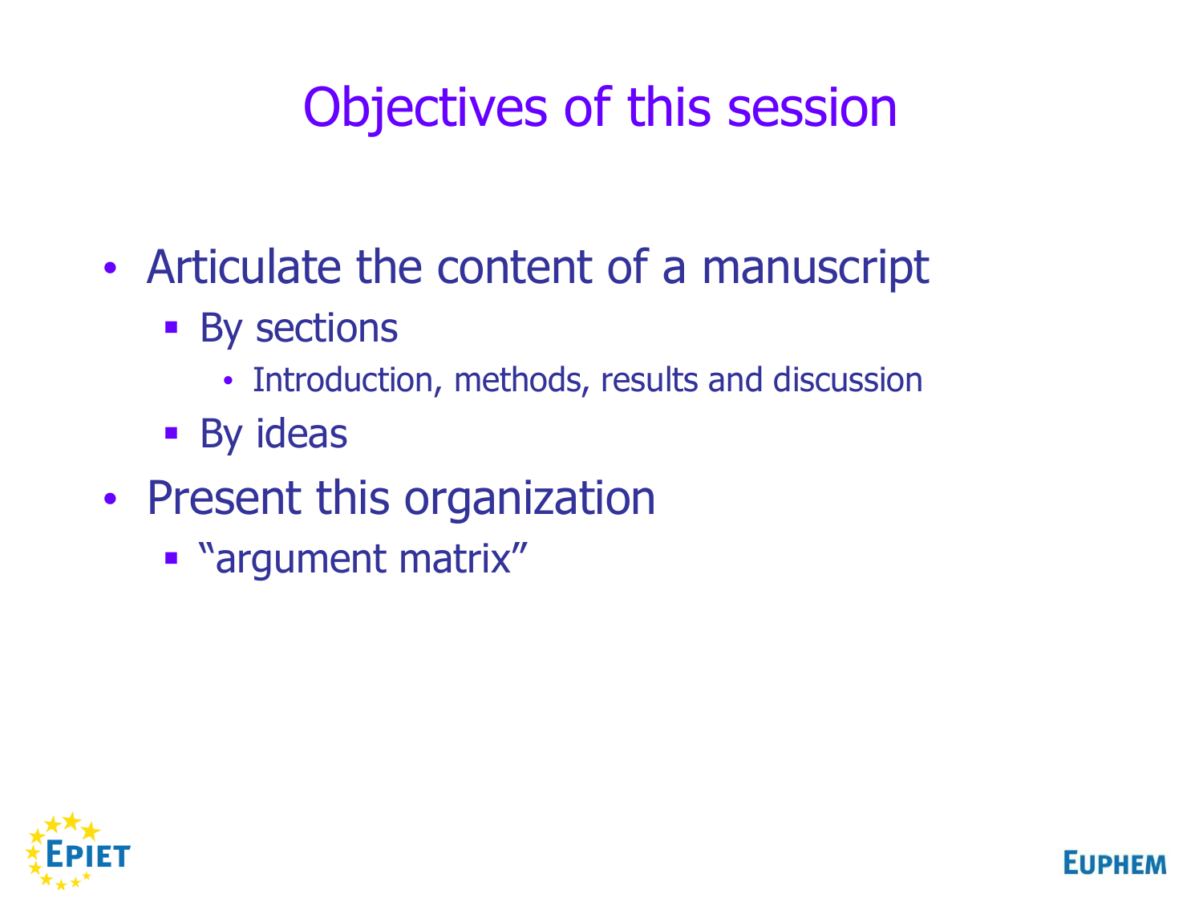# Objectives of this session

- Articulate the content of a manuscript
  - By sections
    - Introduction, methods, results and discussion
  - By ideas
- Present this organization
  - "argument matrix"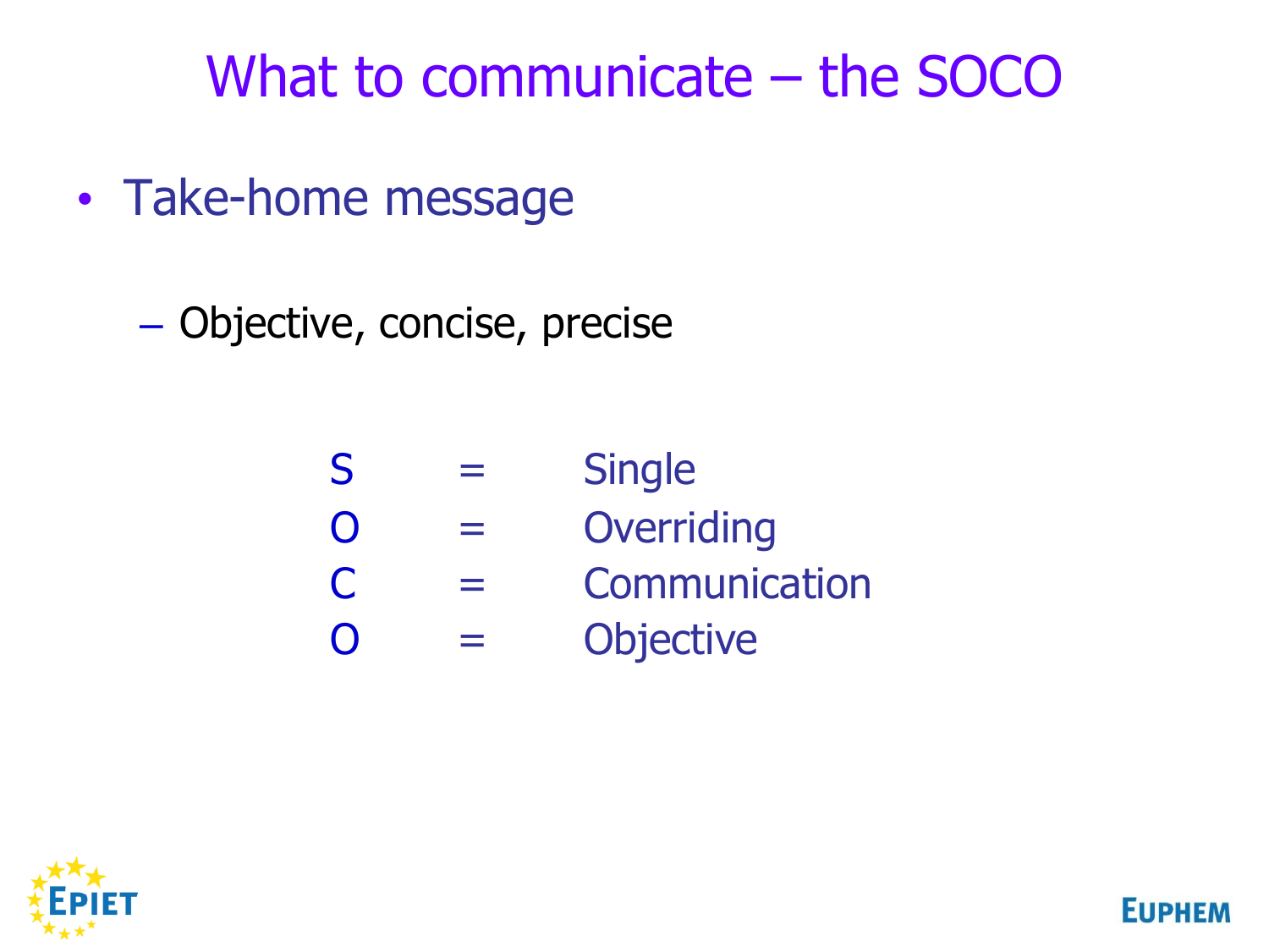# What to communicate – the SOCO

- Take-home message
  - Objective, concise, precise

| | | |
|---|---|---|
| S | = | Single |
| O | = | Overriding |
| C | = | Communication |
| O | = | Objective |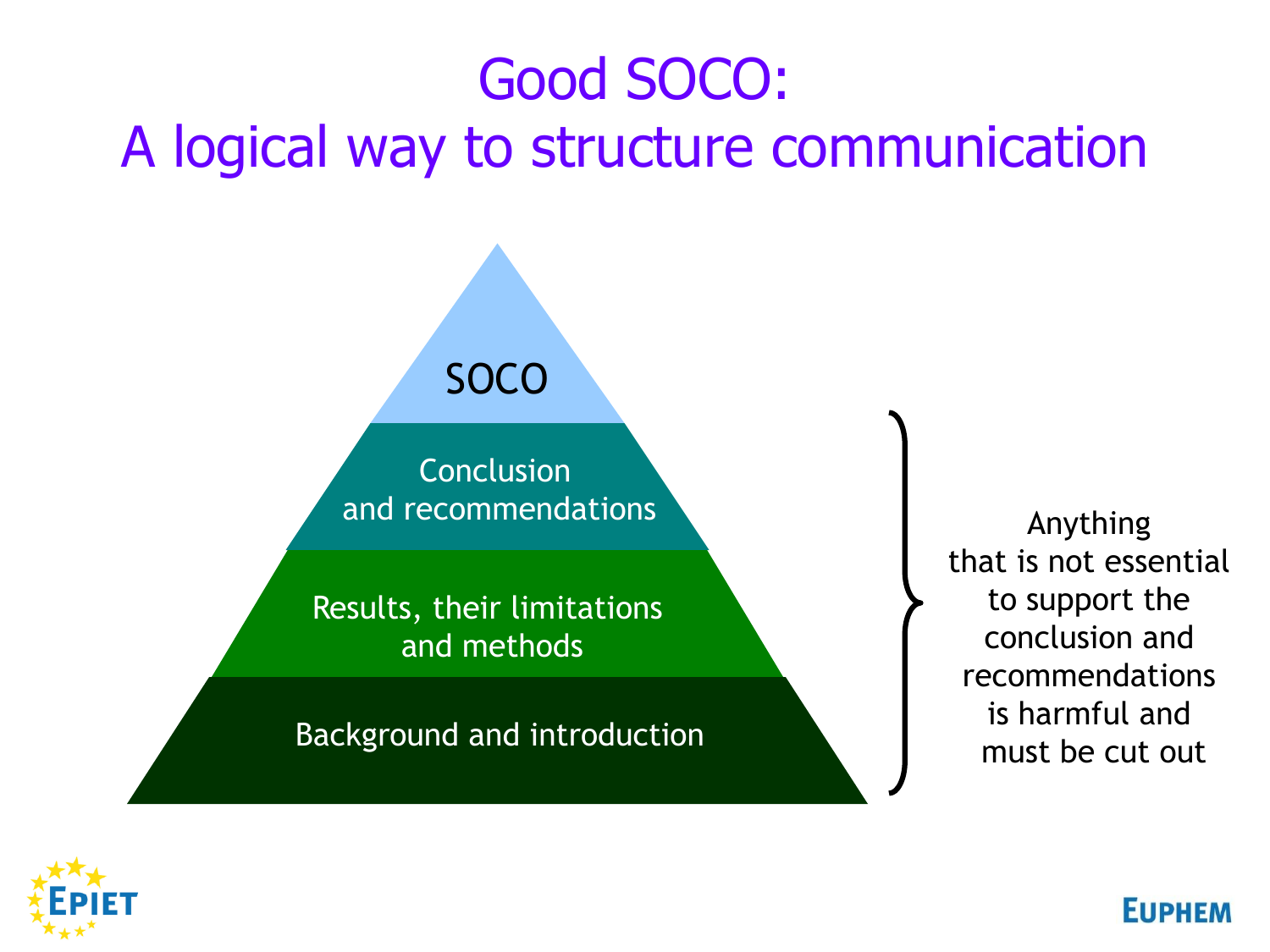# Good SOCO:
# A logical way to structure communication

SOCO

Conclusion and recommendations

Results, their limitations and methods

Background and introduction

Anything that is not essential to support the conclusion and recommendations is harmful and must be cut out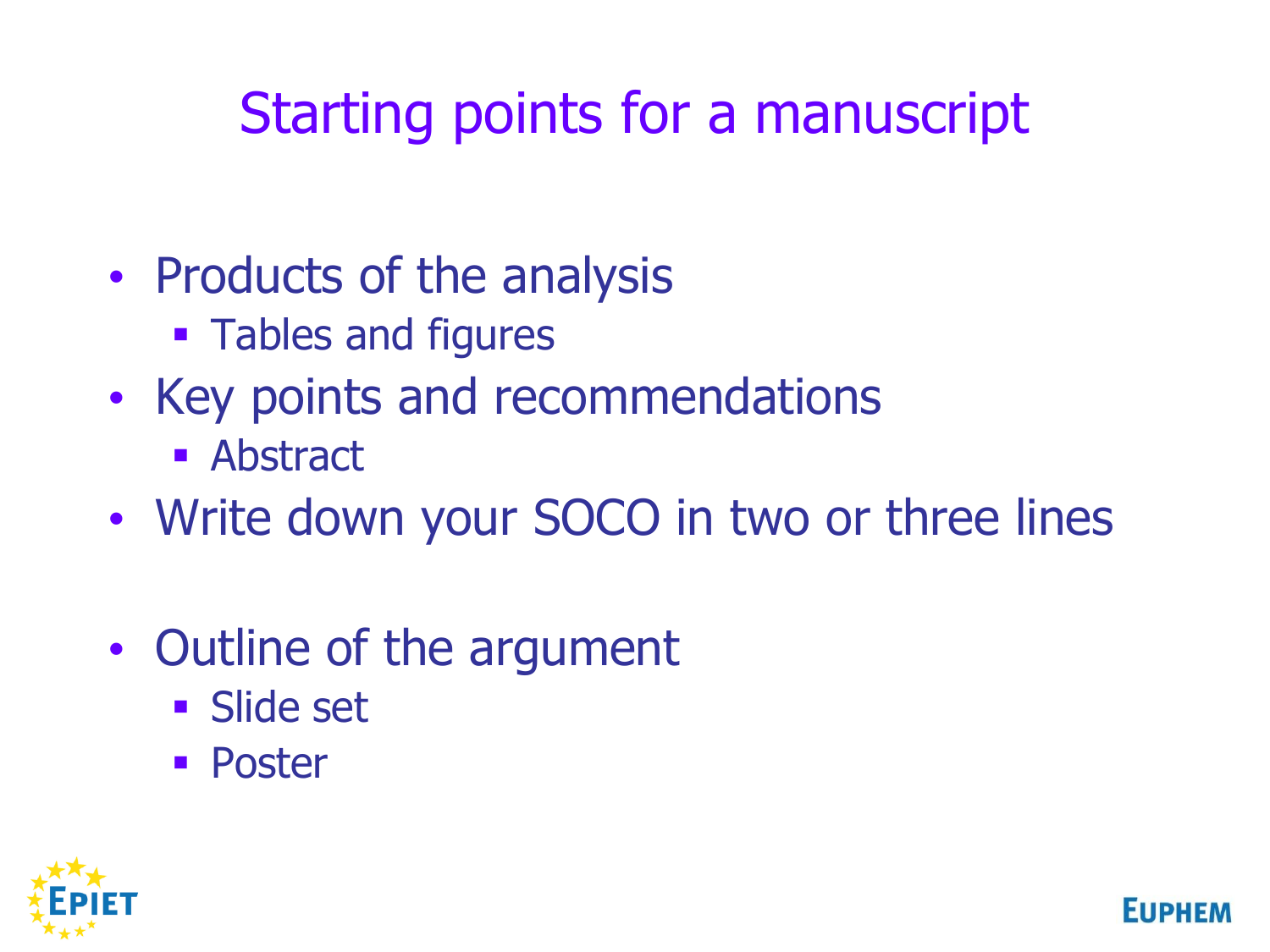# Starting points for a manuscript

- Products of the analysis
  - Tables and figures
- Key points and recommendations
  - Abstract
- Write down your SOCO in two or three lines

- Outline of the argument
  - Slide set
  - Poster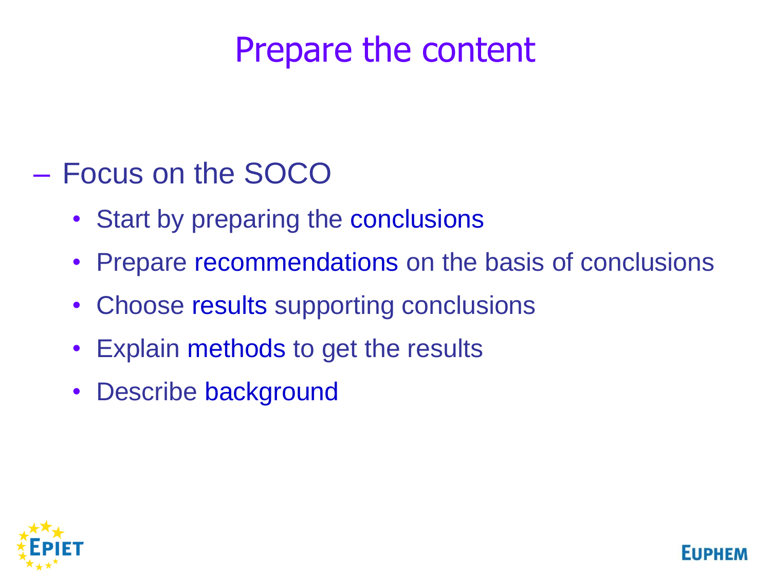# Prepare the content

- Focus on the SOCO
  - Start by preparing the conclusions
  - Prepare recommendations on the basis of conclusions
  - Choose results supporting conclusions
  - Explain methods to get the results
  - Describe background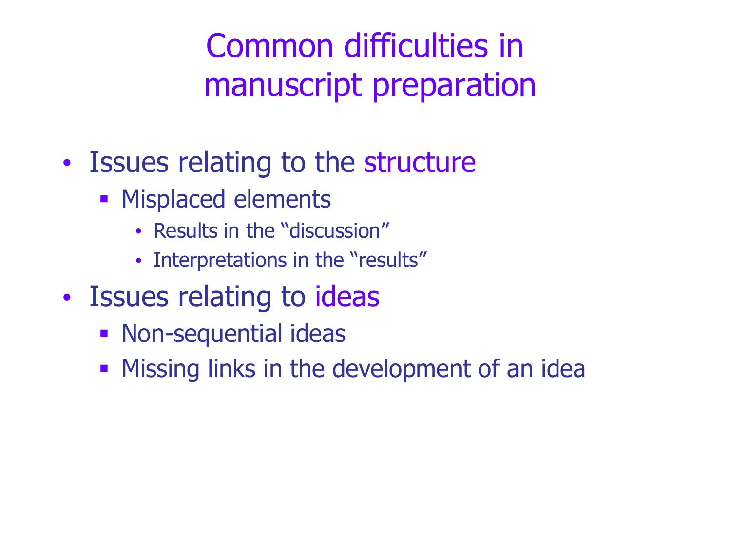# Common difficulties in manuscript preparation

- Issues relating to the structure
  - Misplaced elements
    - Results in the "discussion"
    - Interpretations in the "results"
- Issues relating to ideas
  - Non-sequential ideas
  - Missing links in the development of an idea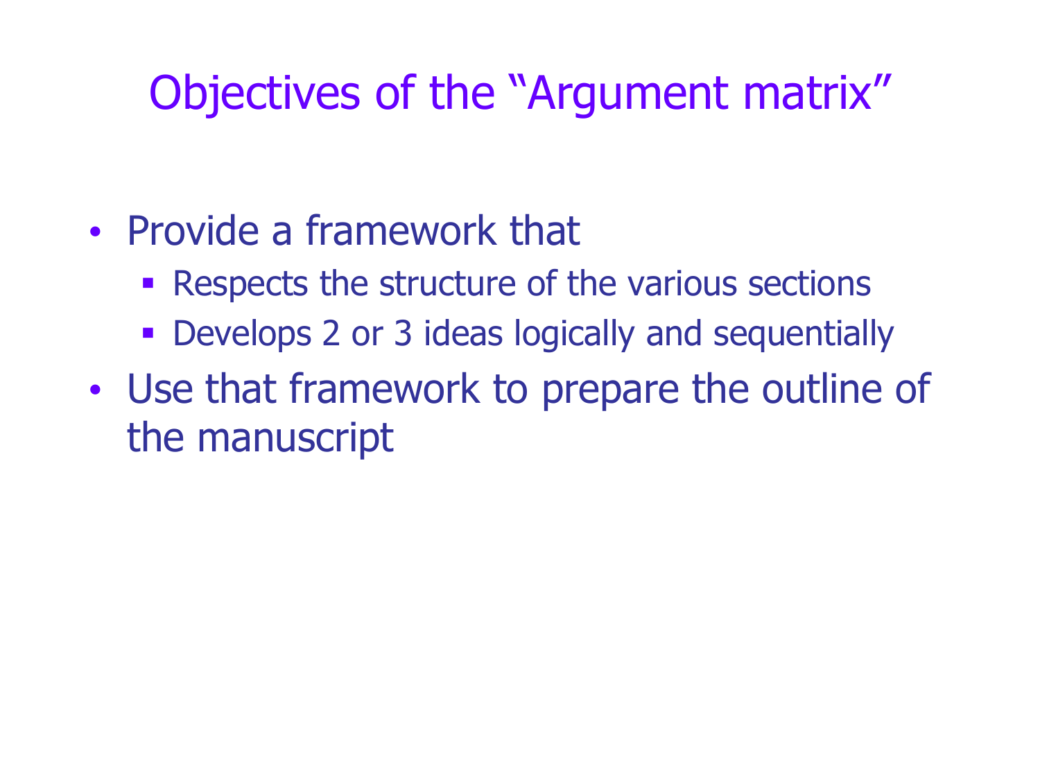# Objectives of the "Argument matrix"

- Provide a framework that
  - Respects the structure of the various sections
  - Develops 2 or 3 ideas logically and sequentially
- Use that framework to prepare the outline of the manuscript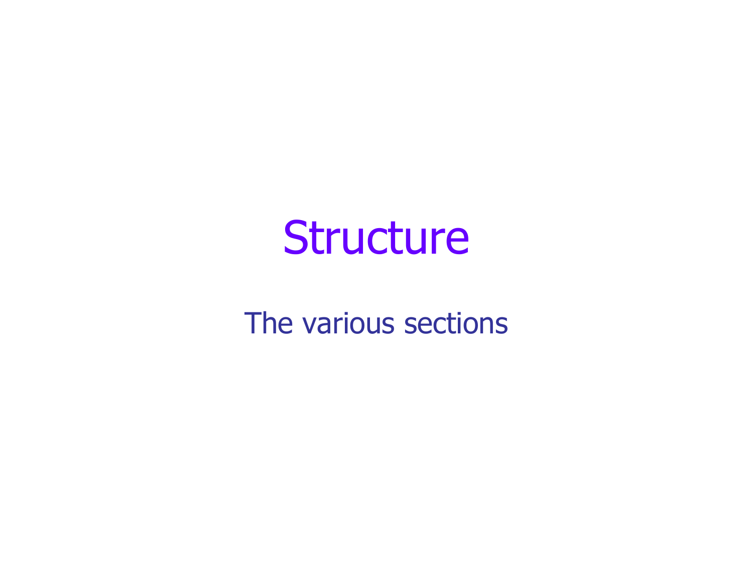# Structure

The various sections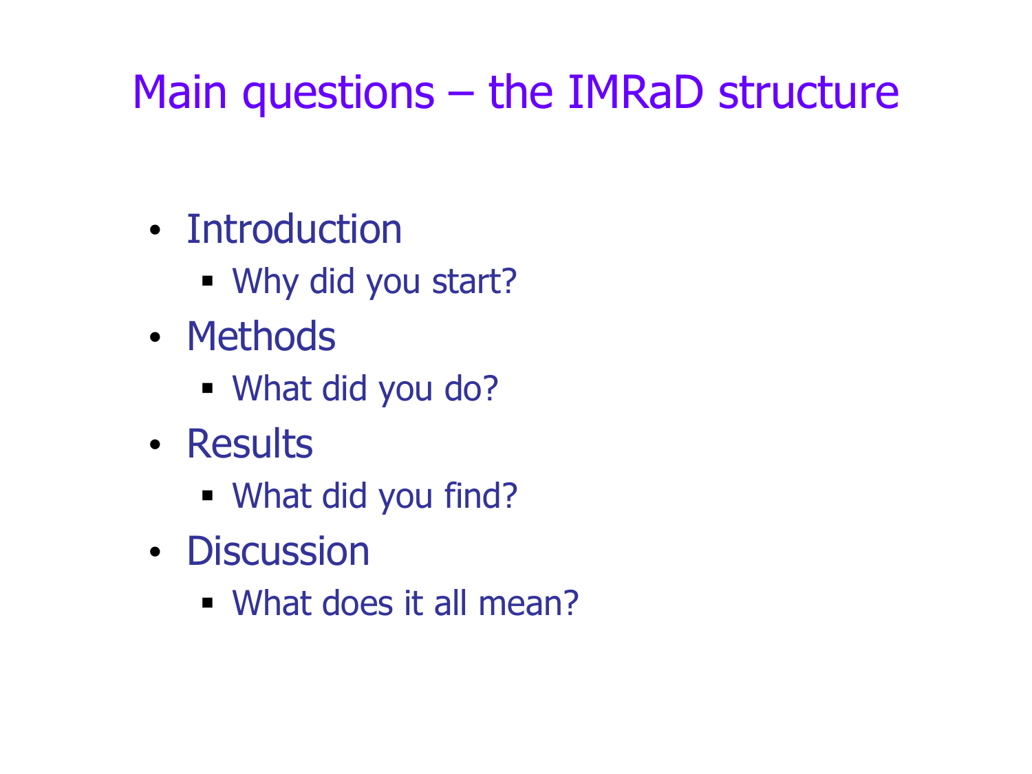# Main questions – the IMRaD structure

- Introduction
  - Why did you start?
- Methods
  - What did you do?
- Results
  - What did you find?
- Discussion
  - What does it all mean?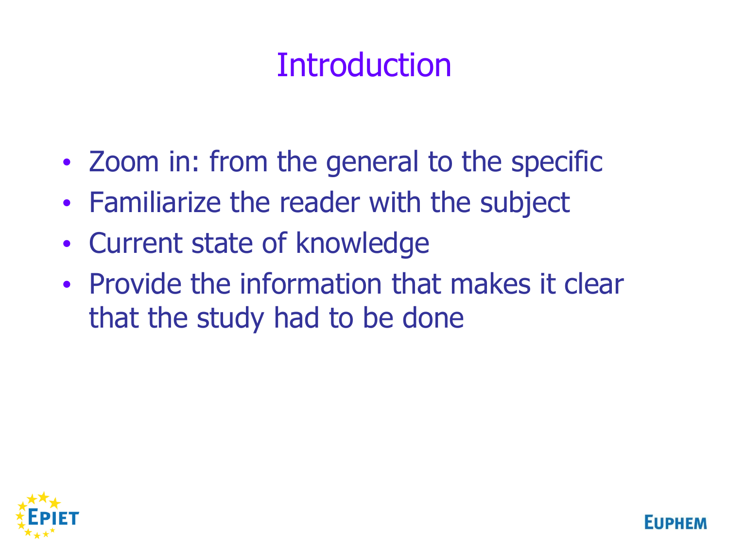# Introduction

- Zoom in: from the general to the specific
- Familiarize the reader with the subject
- Current state of knowledge
- Provide the information that makes it clear that the study had to be done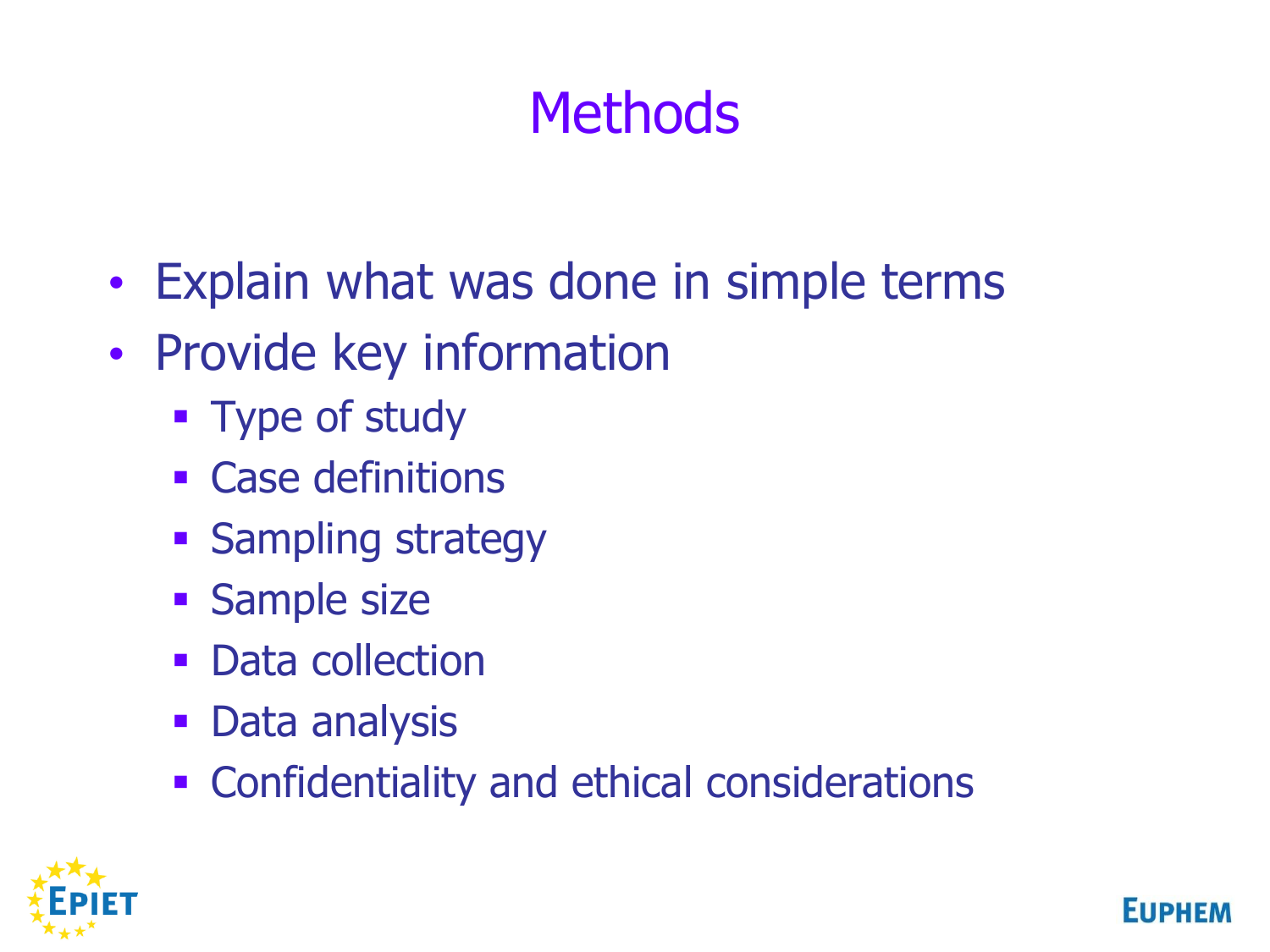# Methods

- Explain what was done in simple terms
- Provide key information
  - Type of study
  - Case definitions
  - Sampling strategy
  - Sample size
  - Data collection
  - Data analysis
  - Confidentiality and ethical considerations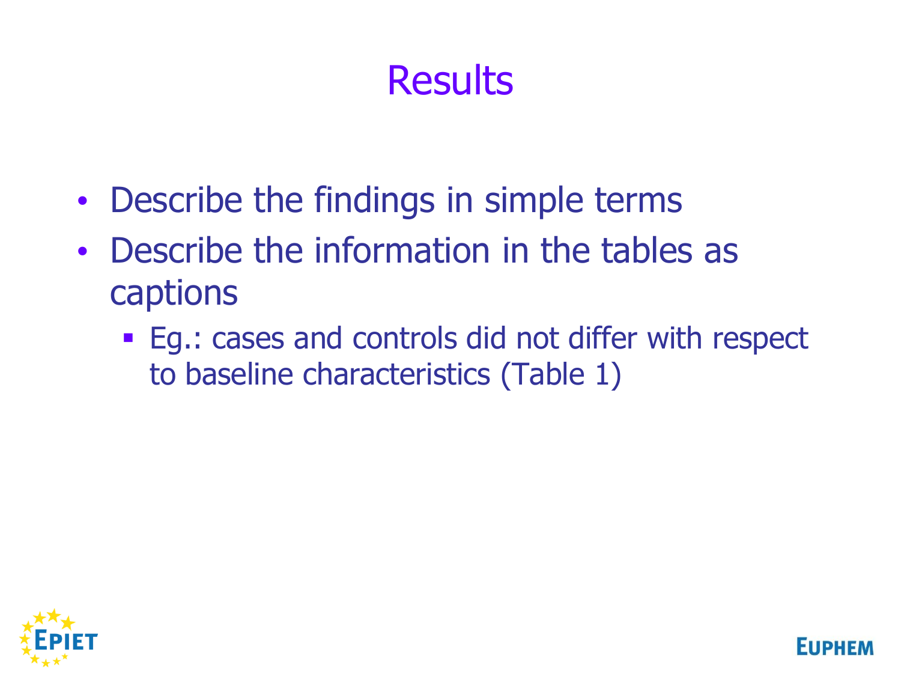# Results

- Describe the findings in simple terms
- Describe the information in the tables as captions
  - Eg.: cases and controls did not differ with respect to baseline characteristics (Table 1)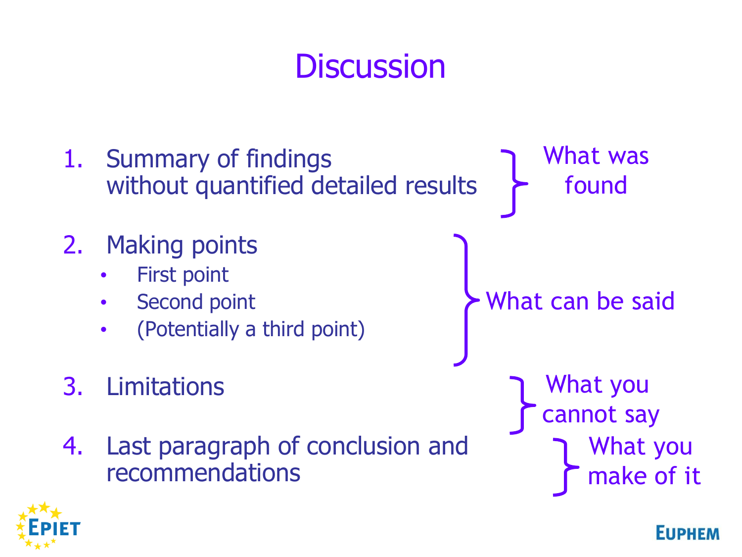# Discussion

1. Summary of findings without quantified detailed results — What was found
2. Making points — What can be said
   - First point
   - Second point
   - (Potentially a third point)
3. Limitations — What you cannot say
4. Last paragraph of conclusion and recommendations — What you make of it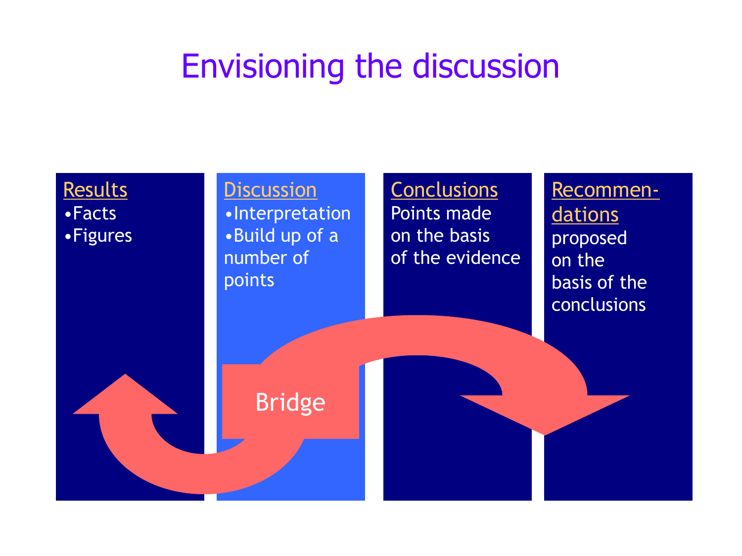# Envisioning the discussion

**Results**
- Facts
- Figures

**Discussion**
- Interpretation
- Build up of a number of points

**Conclusions**
Points made on the basis of the evidence

**Recommendations**
proposed on the basis of the conclusions

Bridge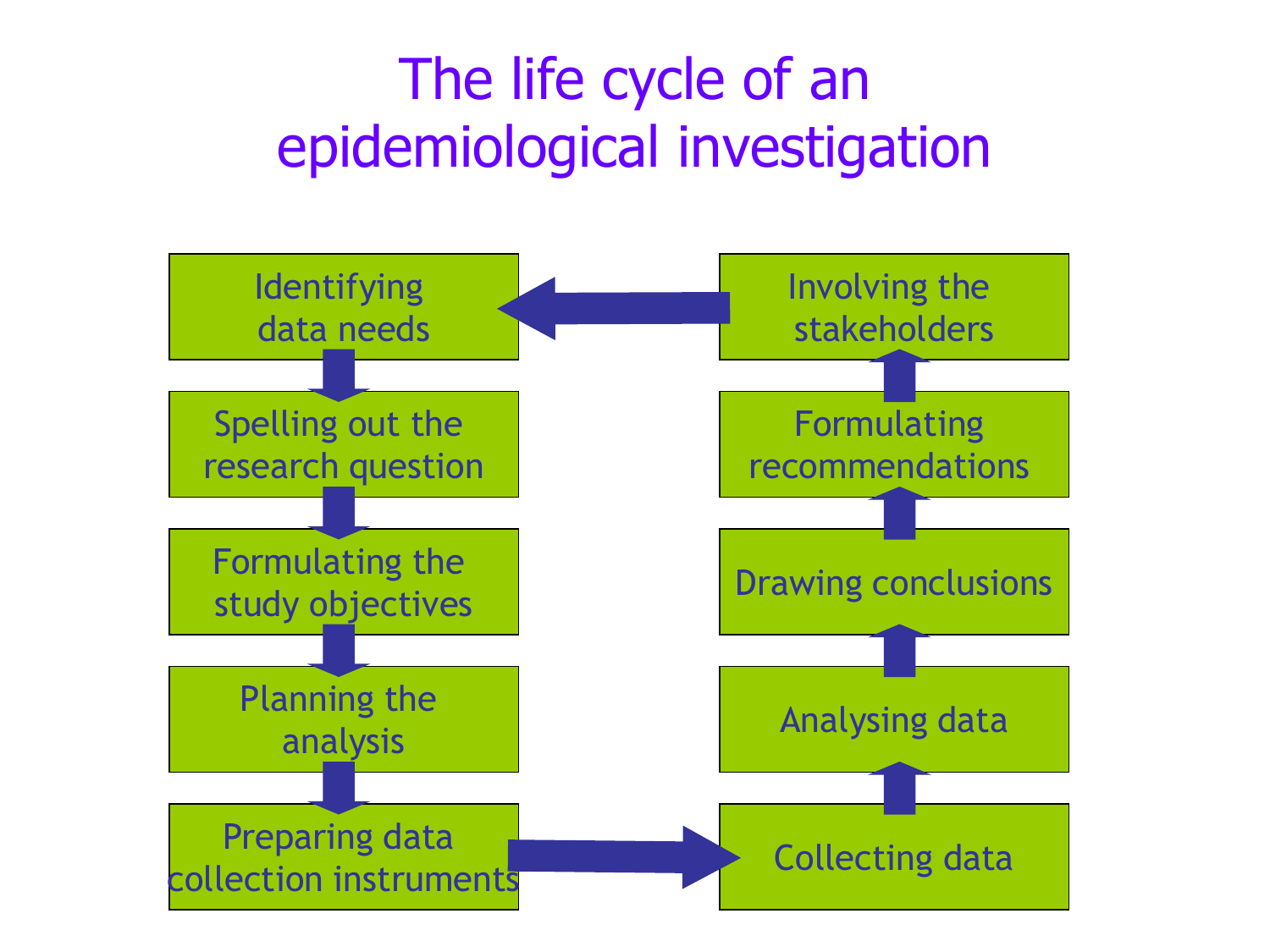# The life cycle of an epidemiological investigation

1. Identifying data needs
2. Spelling out the research question
3. Formulating the study objectives
4. Planning the analysis
5. Preparing data collection instruments
6. Collecting data
7. Analysing data
8. Drawing conclusions
9. Formulating recommendations
10. Involving the stakeholders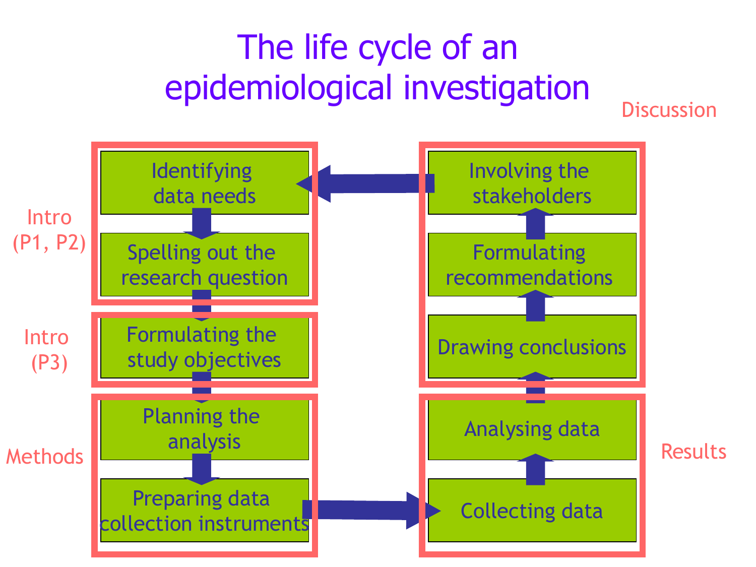# The life cycle of an epidemiological investigation

**Intro (P1, P2)**
- Identifying data needs
- Spelling out the research question

**Intro (P3)**
- Formulating the study objectives

**Methods**
- Planning the analysis
- Preparing data collection instruments

**Results**
- Collecting data
- Analysing data

**Discussion**
- Drawing conclusions
- Formulating recommendations
- Involving the stakeholders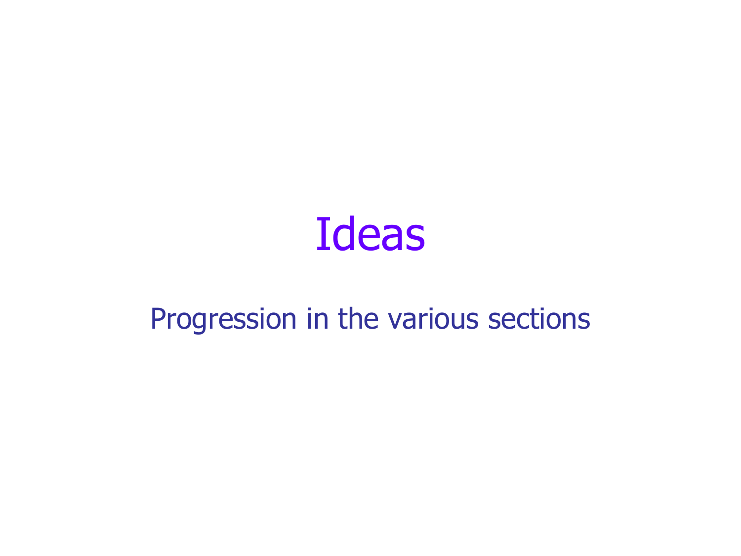# Ideas

Progression in the various sections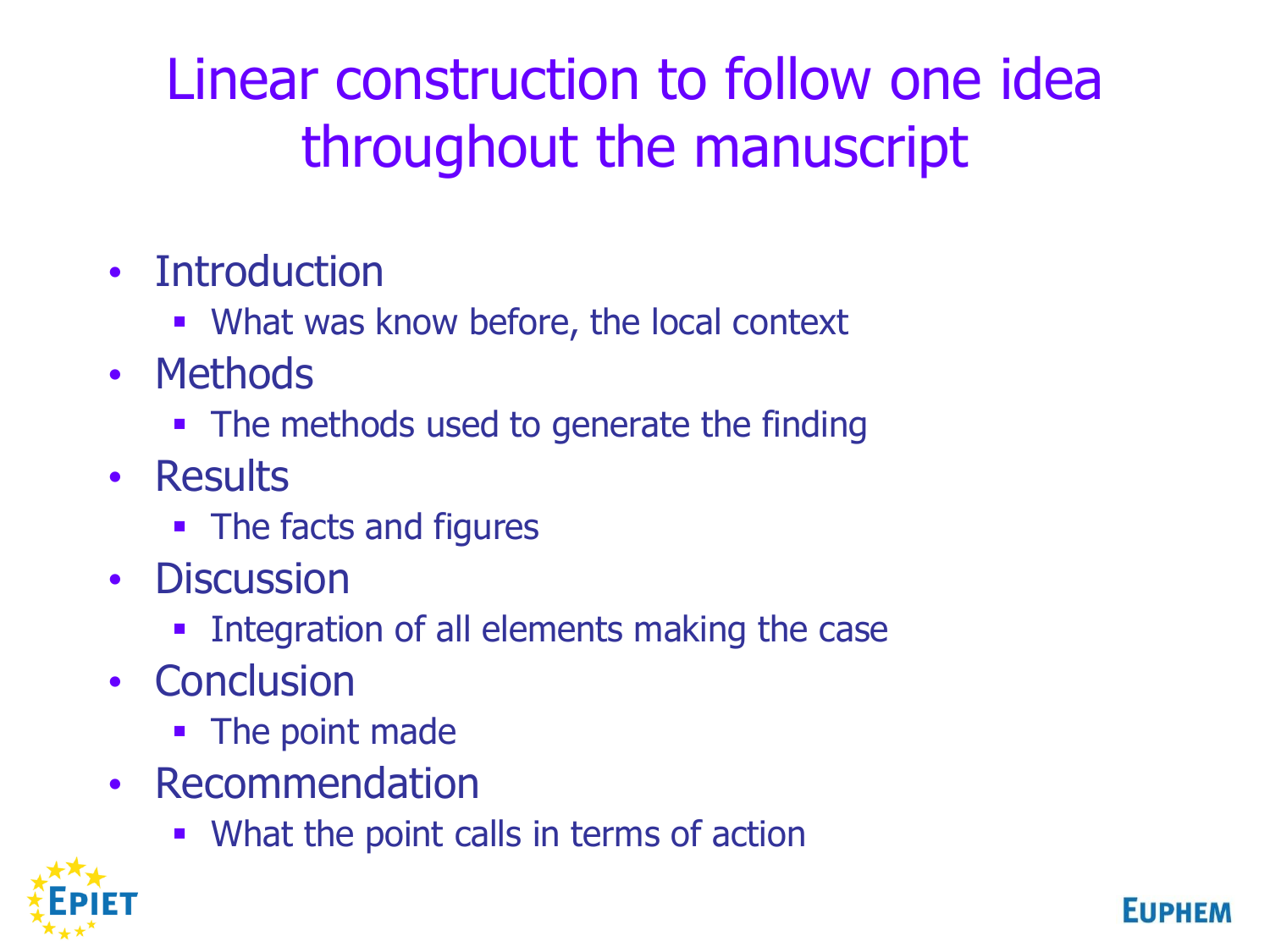# Linear construction to follow one idea throughout the manuscript

- Introduction
  - What was know before, the local context
- Methods
  - The methods used to generate the finding
- Results
  - The facts and figures
- Discussion
  - Integration of all elements making the case
- Conclusion
  - The point made
- Recommendation
  - What the point calls in terms of action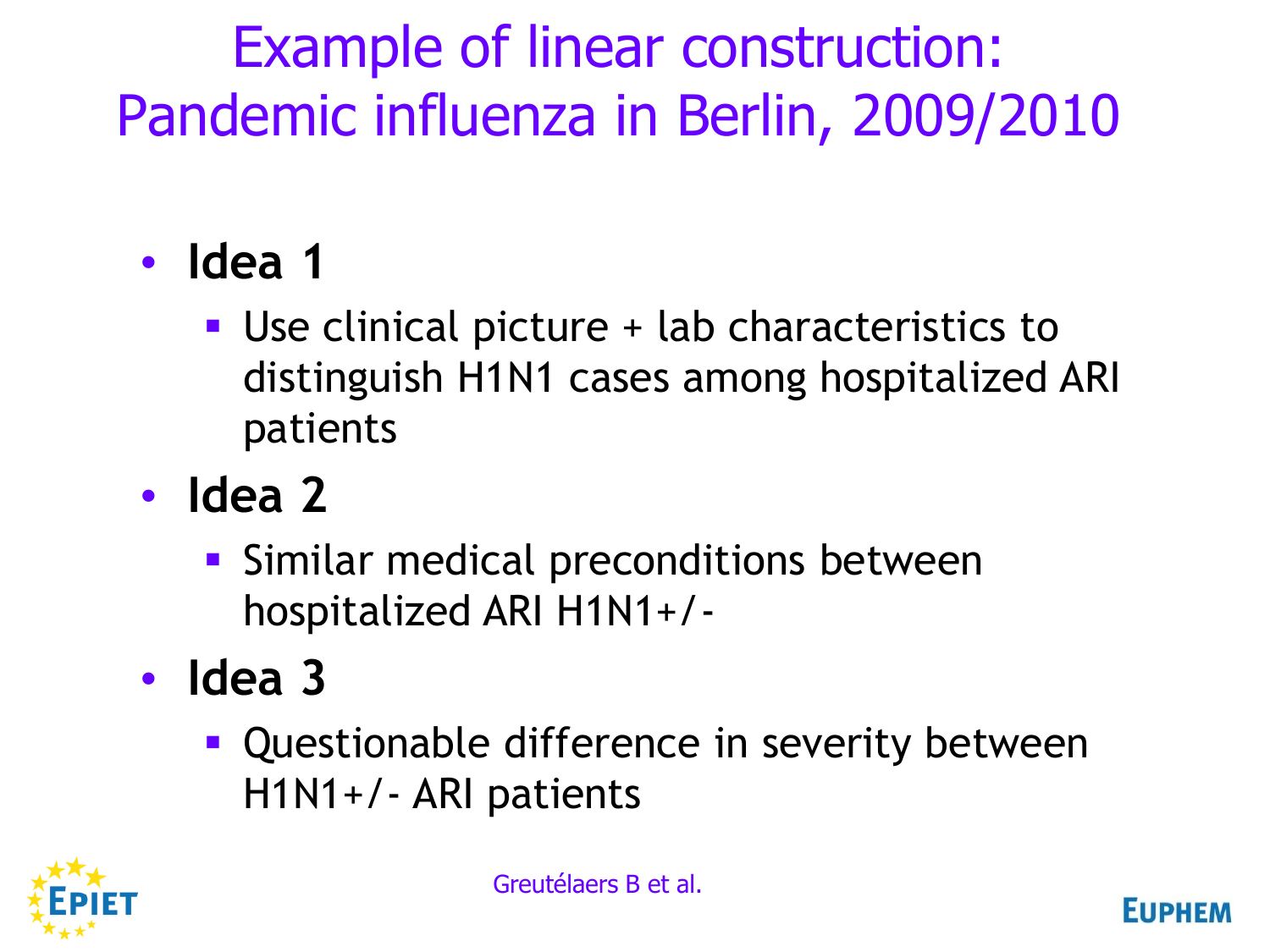# Example of linear construction: Pandemic influenza in Berlin, 2009/2010

- **Idea 1**
  - Use clinical picture + lab characteristics to distinguish H1N1 cases among hospitalized ARI patients
- **Idea 2**
  - Similar medical preconditions between hospitalized ARI H1N1+/-
- **Idea 3**
  - Questionable difference in severity between H1N1+/- ARI patients

Greutélaers B et al.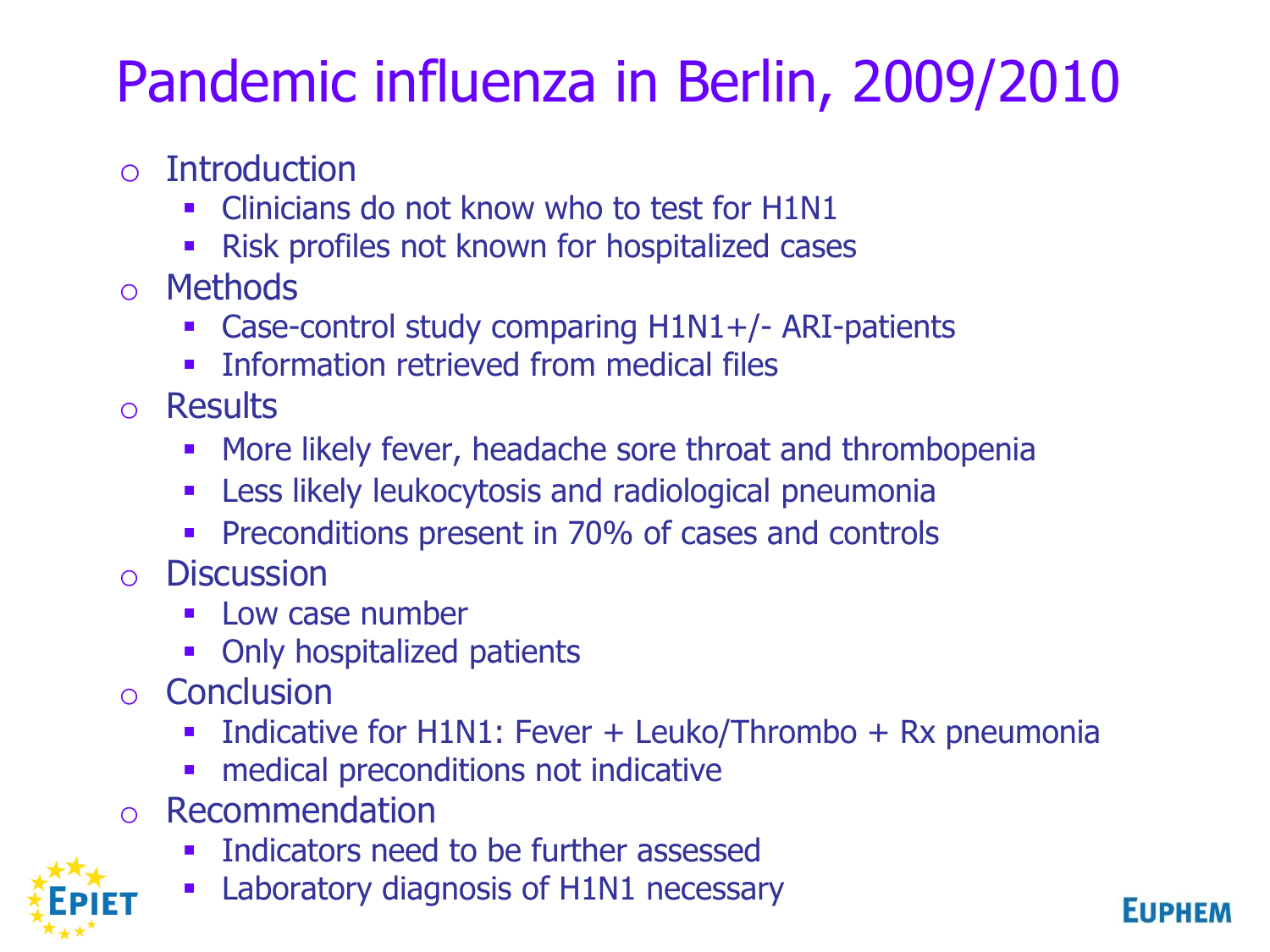# Pandemic influenza in Berlin, 2009/2010

- Introduction
  - Clinicians do not know who to test for H1N1
  - Risk profiles not known for hospitalized cases
- Methods
  - Case-control study comparing H1N1+/- ARI-patients
  - Information retrieved from medical files
- Results
  - More likely fever, headache sore throat and thrombopenia
  - Less likely leukocytosis and radiological pneumonia
  - Preconditions present in 70% of cases and controls
- Discussion
  - Low case number
  - Only hospitalized patients
- Conclusion
  - Indicative for H1N1: Fever + Leuko/Thrombo + Rx pneumonia
  - medical preconditions not indicative
- Recommendation
  - Indicators need to be further assessed
  - Laboratory diagnosis of H1N1 necessary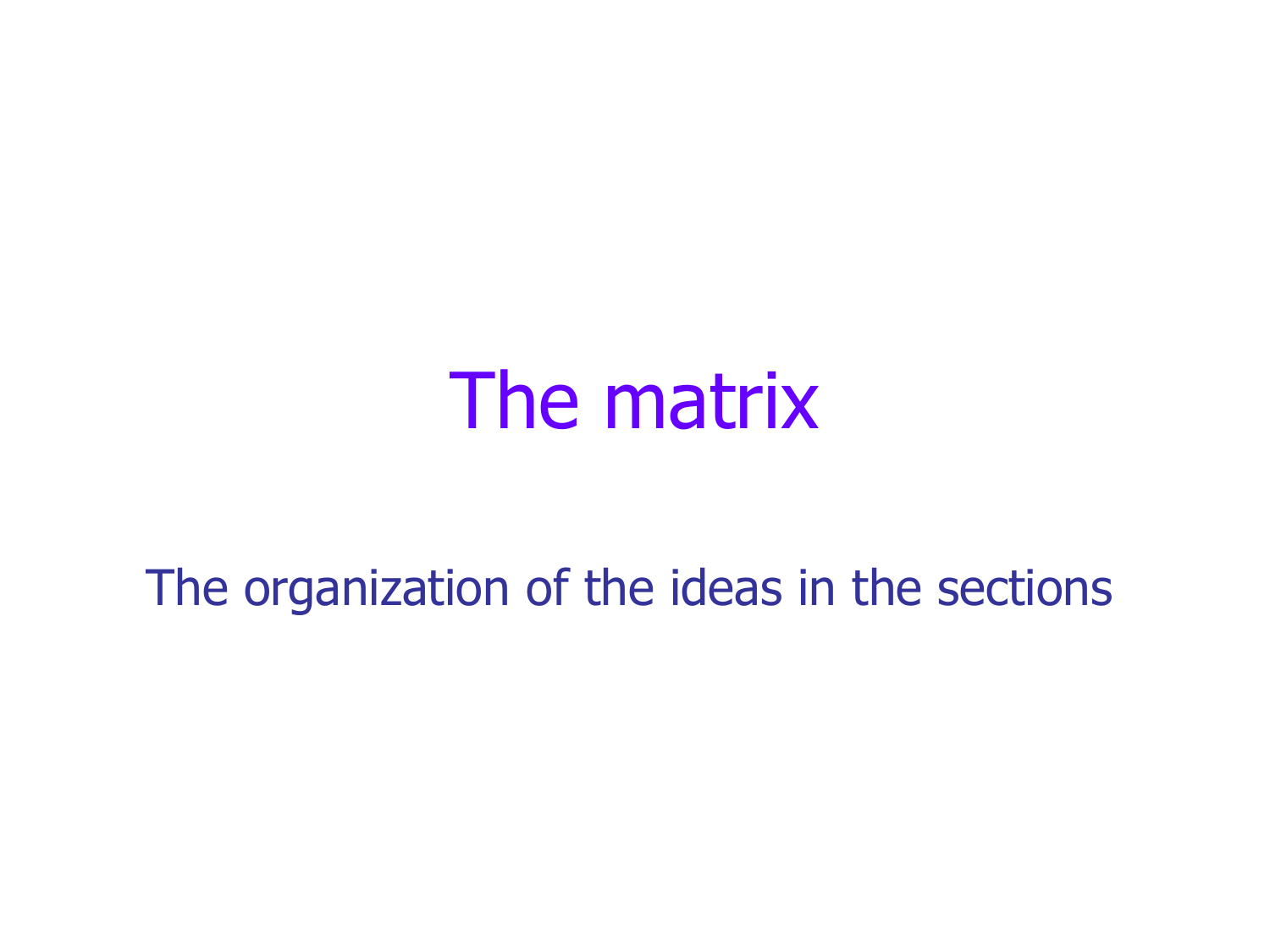# The matrix

The organization of the ideas in the sections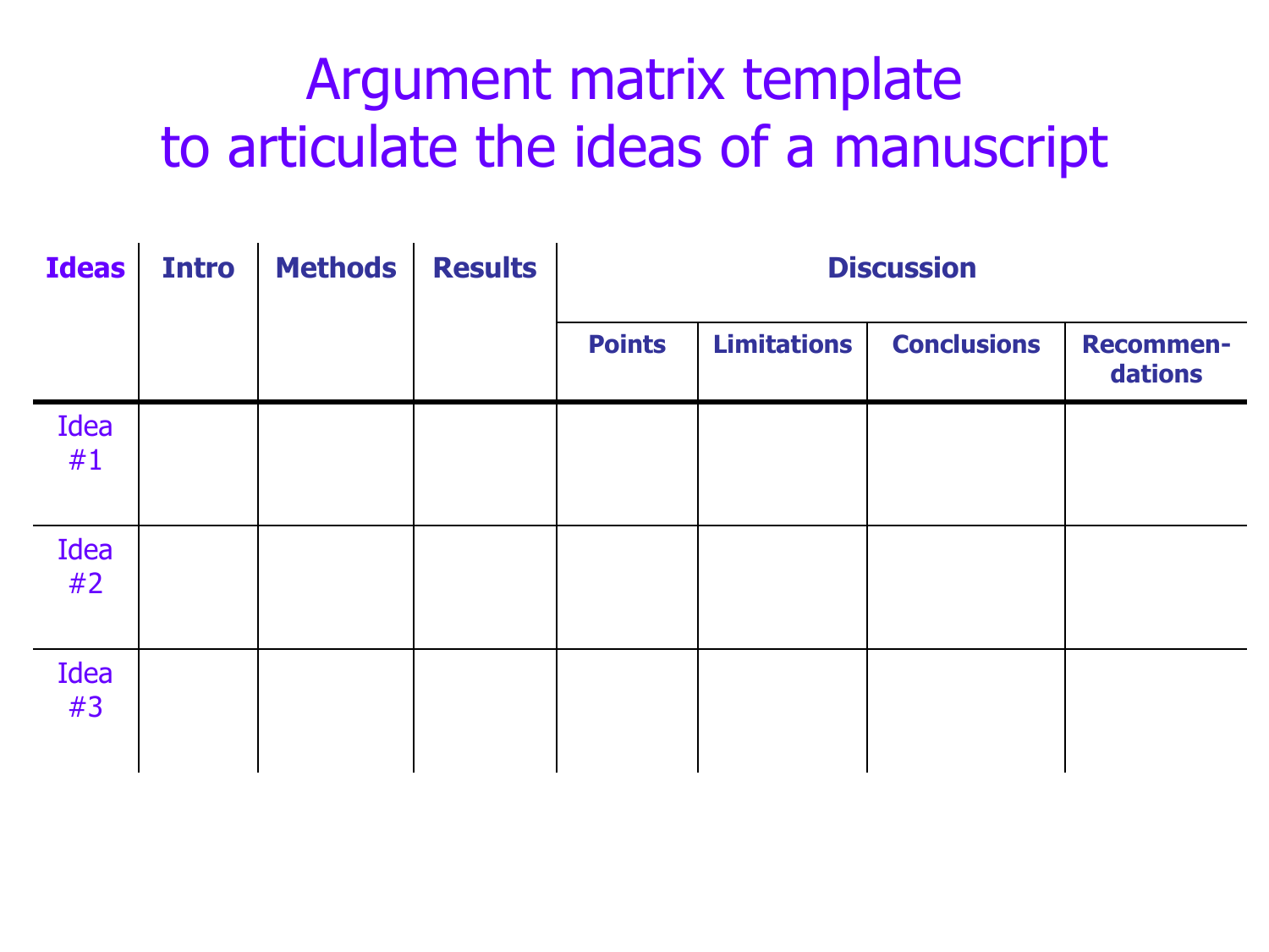# Argument matrix template to articulate the ideas of a manuscript

| Ideas | Intro | Methods | Results | Discussion | | | |
|---|---|---|---|---|---|---|---|
| | | | | Points | Limitations | Conclusions | Recommen-dations |
| Idea #1 | | | | | | | |
| Idea #2 | | | | | | | |
| Idea #3 | | | | | | | |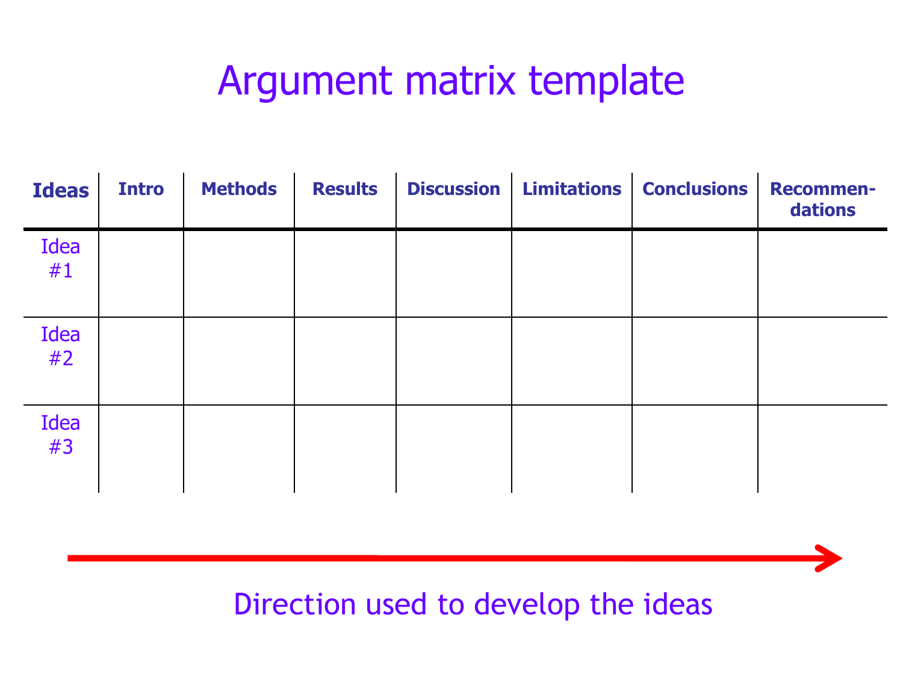# Argument matrix template

| Ideas | Intro | Methods | Results | Discussion | Limitations | Conclusions | Recommen-dations |
|---|---|---|---|---|---|---|---|
| Idea #1 | | | | | | | |
| Idea #2 | | | | | | | |
| Idea #3 | | | | | | | |

→ Direction used to develop the ideas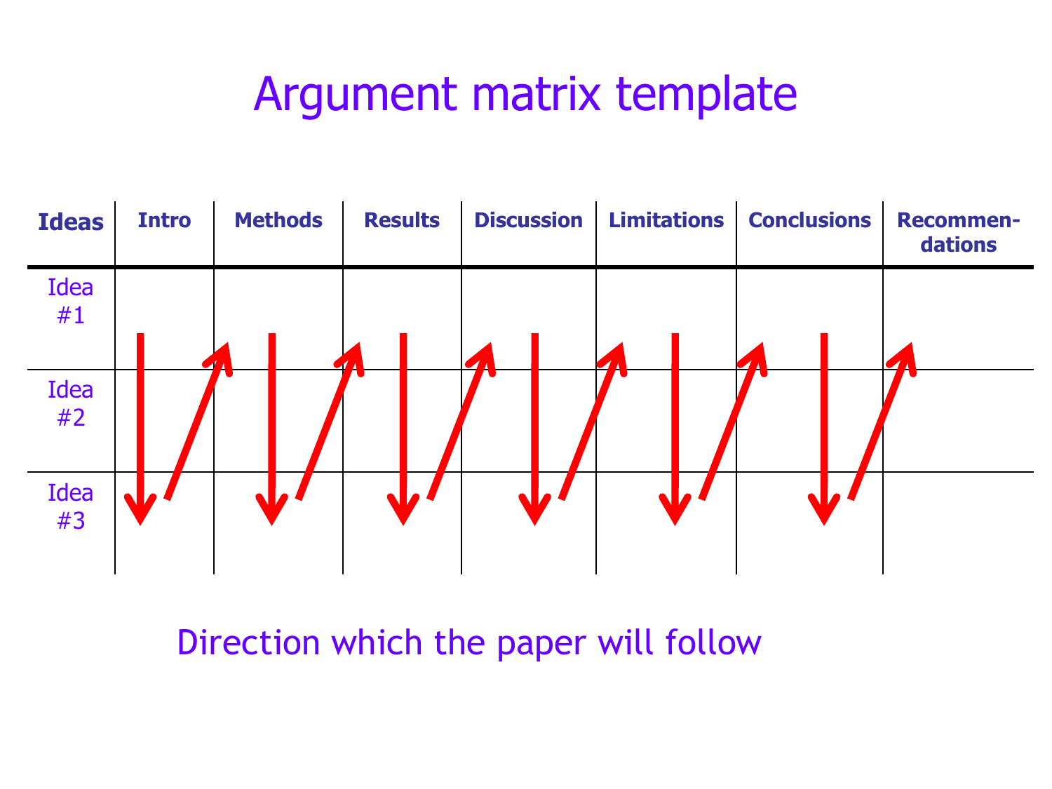# Argument matrix template

| Ideas | Intro | Methods | Results | Discussion | Limitations | Conclusions | Recommen-dations |
|---|---|---|---|---|---|---|---|
| Idea #1 | | | | | | | |
| Idea #2 | | | | | | | |
| Idea #3 | | | | | | | |

Direction which the paper will follow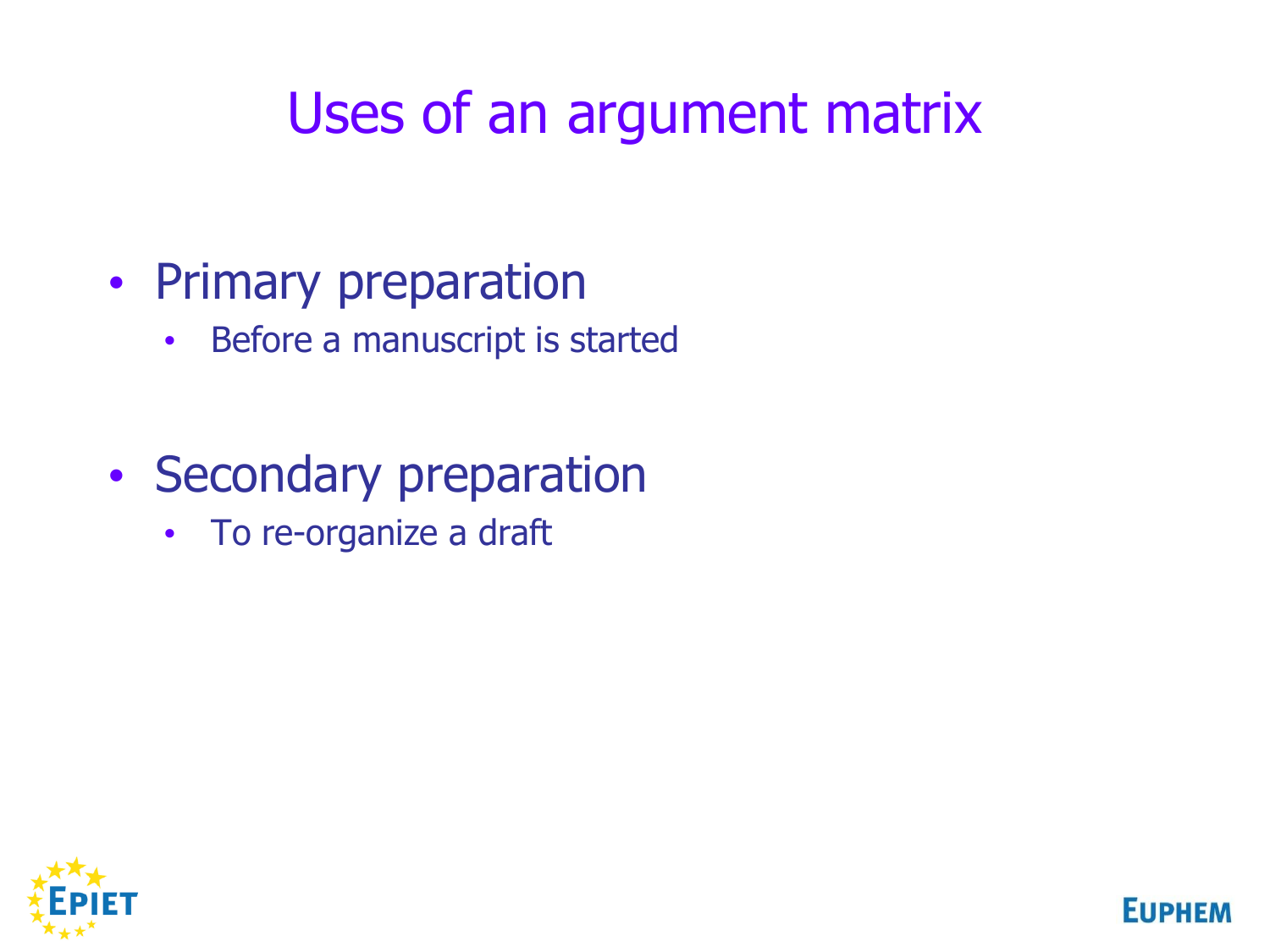# Uses of an argument matrix

- Primary preparation
  - Before a manuscript is started
- Secondary preparation
  - To re-organize a draft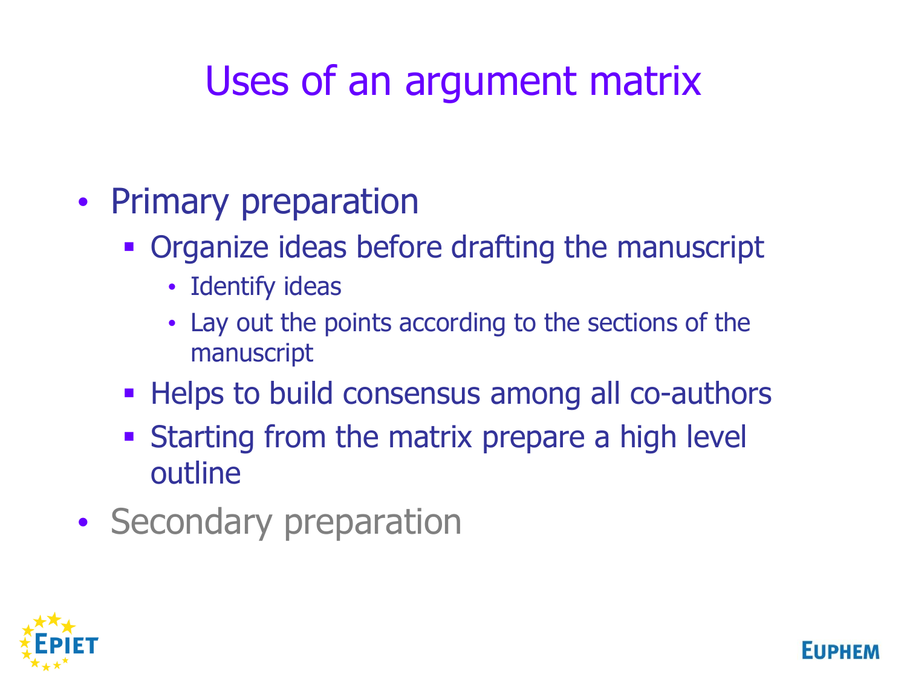# Uses of an argument matrix

- Primary preparation
  - Organize ideas before drafting the manuscript
    - Identify ideas
    - Lay out the points according to the sections of the manuscript
  - Helps to build consensus among all co-authors
  - Starting from the matrix prepare a high level outline
- Secondary preparation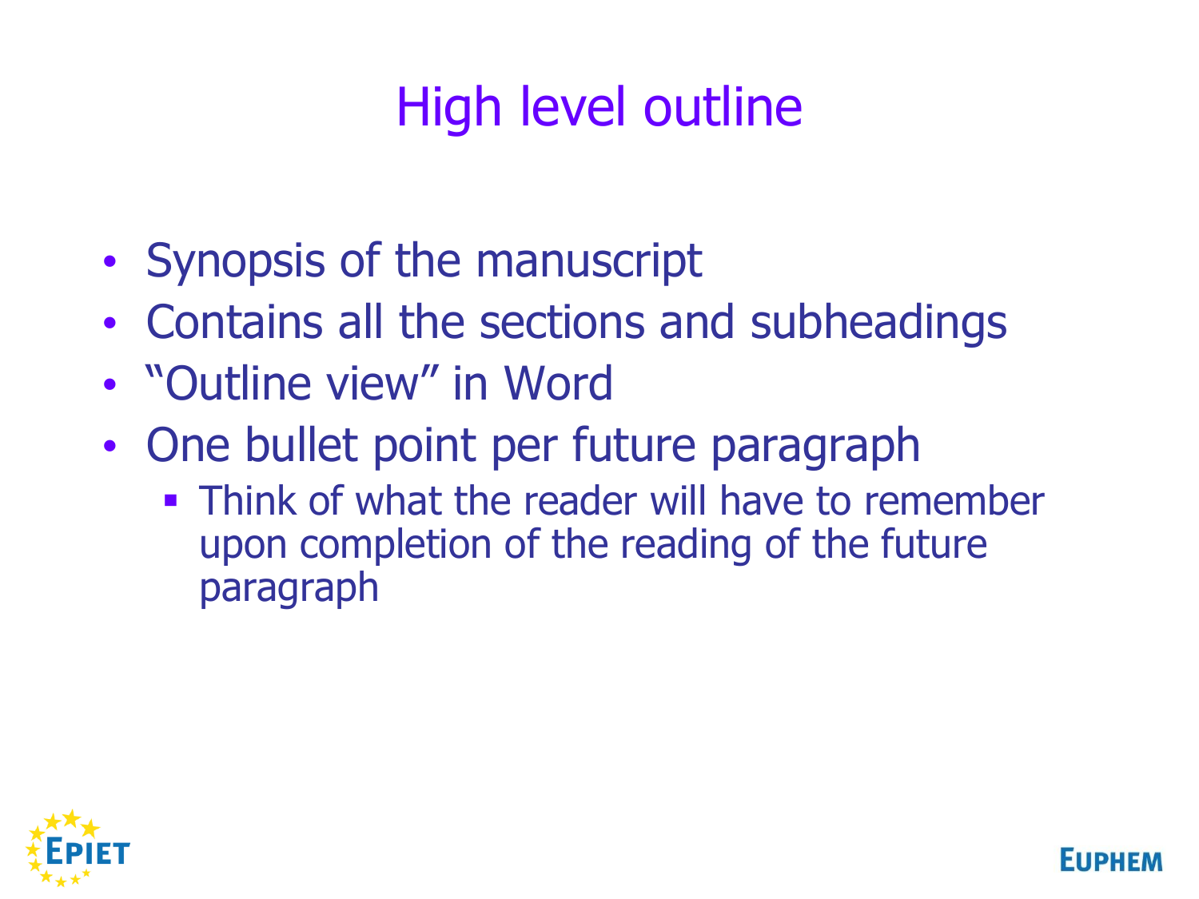# High level outline

- Synopsis of the manuscript
- Contains all the sections and subheadings
- "Outline view" in Word
- One bullet point per future paragraph
  - Think of what the reader will have to remember upon completion of the reading of the future paragraph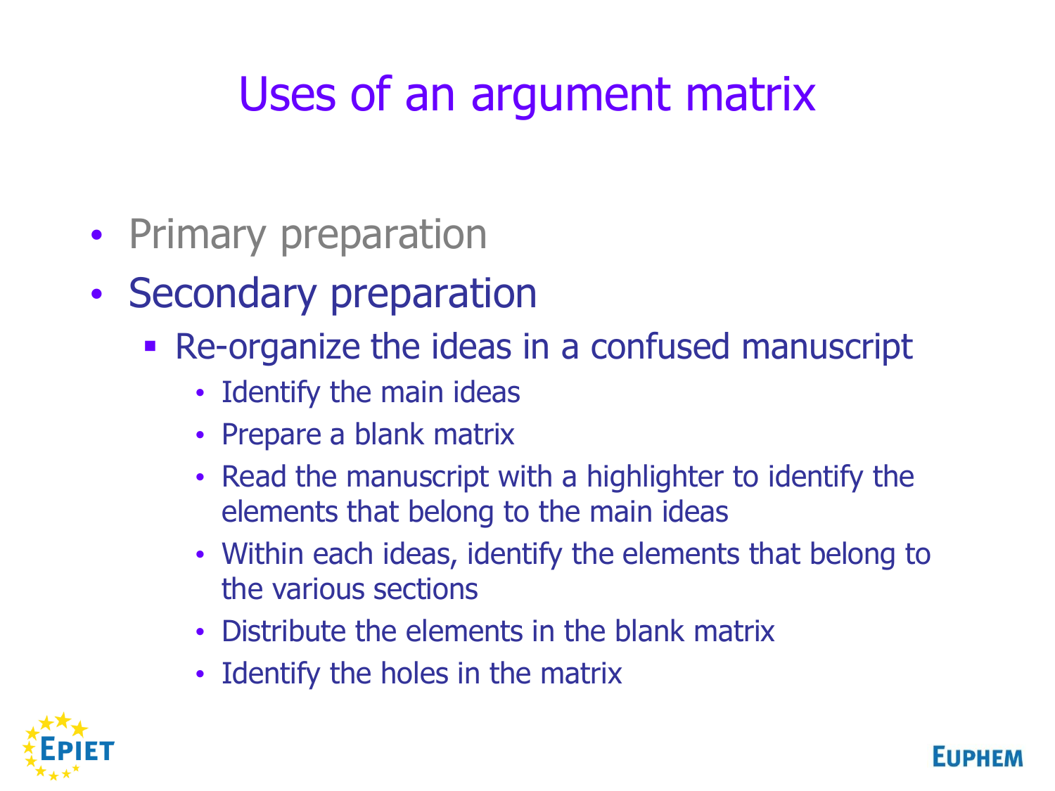# Uses of an argument matrix

- Primary preparation
- Secondary preparation
  - Re-organize the ideas in a confused manuscript
    - Identify the main ideas
    - Prepare a blank matrix
    - Read the manuscript with a highlighter to identify the elements that belong to the main ideas
    - Within each ideas, identify the elements that belong to the various sections
    - Distribute the elements in the blank matrix
    - Identify the holes in the matrix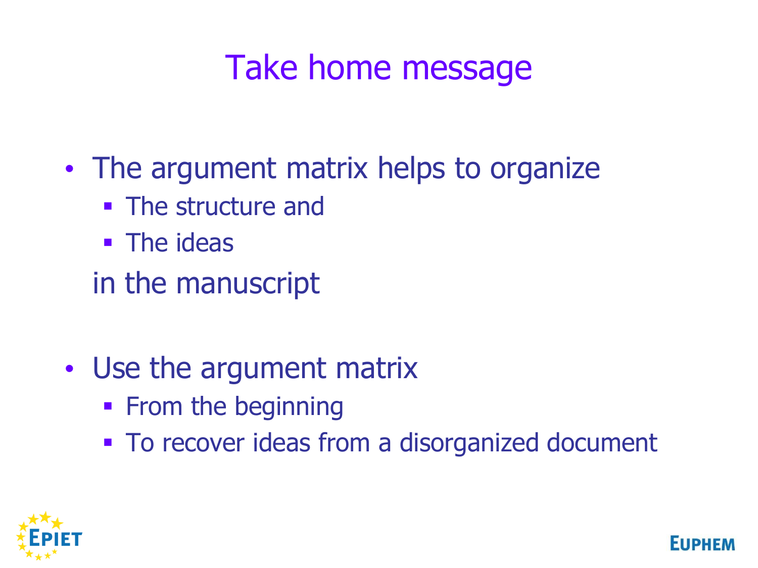# Take home message

- The argument matrix helps to organize
  - The structure and
  - The ideas

  in the manuscript

- Use the argument matrix
  - From the beginning
  - To recover ideas from a disorganized document

EPIET

EUPHEM